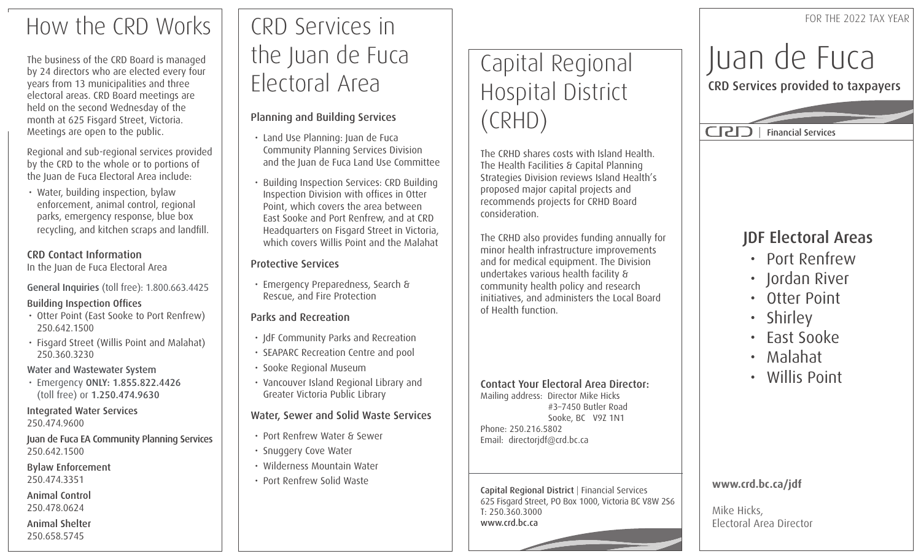# How the CRD Works

The business of the CRD Board is managed by 24 directors who are elected every four years from 13 municipalities and three electoral areas. CRD Board meetings are held on the second Wednesday of the month at 625 Fisgard Street, Victoria. Meetings are open to the public.

Regional and sub-regional services provided by the CRD to the whole or to portions of the Juan de Fuca Electoral Area include:

- Water, building inspection, bylaw enforcement, animal control, regional parks, emergency response, blue box recycling, and kitchen scraps and landfill.

### CRD Contact Information

In the Juan de Fuca Electoral Area

**General Inquiries** (toll free): 1.800.663.4425

**Building Inspection Offices**

- Otter Point (East Sooke to Port Renfrew) 250.642.1500
- Fisgard Street (Willis Point and Malahat) 250.360.3230

**Water and Wastewater System**

- Emergency **ONLY: 1.855.822.4426** (toll free) or **1.250.474.9630**

**Integrated Water Services**
250.474.9600

**Juan de Fuca EA Community Planning Services**
250.642.1500

**Bylaw Enforcement**
250.474.3351

**Animal Control**
250.478.0624

**Animal Shelter**
250.658.5745

# CRD Services in the Juan de Fuca Electoral Area

### Planning and Building Services

- Land Use Planning: Juan de Fuca Community Planning Services Division and the Juan de Fuca Land Use Committee
- Building Inspection Services: CRD Building Inspection Division with offices in Otter Point, which covers the area between East Sooke and Port Renfrew, and at CRD Headquarters on Fisgard Street in Victoria, which covers Willis Point and the Malahat

### Protective Services

- Emergency Preparedness, Search & Rescue, and Fire Protection

### Parks and Recreation

- JdF Community Parks and Recreation
- SEAPARC Recreation Centre and pool
- Sooke Regional Museum
- Vancouver Island Regional Library and Greater Victoria Public Library

### Water, Sewer and Solid Waste Services

- Port Renfrew Water & Sewer
- Snuggery Cove Water
- Wilderness Mountain Water
- Port Renfrew Solid Waste

# Capital Regional Hospital District (CRHD)

The CRHD shares costs with Island Health. The Health Facilities & Capital Planning Strategies Division reviews Island Health's proposed major capital projects and recommends projects for CRHD Board consideration.

The CRHD also provides funding annually for minor health infrastructure improvements and for medical equipment. The Division undertakes various health facility & community health policy and research initiatives, and administers the Local Board of Health function.

### Contact Your Electoral Area Director:

Mailing address: Director Mike Hicks
#3–7450 Butler Road
Sooke, BC V9Z 1N1
Phone: 250.216.5802
Email: directorjdf@crd.bc.ca

**Capital Regional District** | Financial Services
625 Fisgard Street, PO Box 1000, Victoria BC V8W 2S6
T: 250.360.3000
**www.crd.bc.ca**

FOR THE 2022 TAX YEAR

# Juan de Fuca

**CRD Services provided to taxpayers**

CRD | **Financial Services**

## JDF Electoral Areas

- Port Renfrew
- Jordan River
- Otter Point
- Shirley
- East Sooke
- Malahat
- Willis Point

**www.crd.bc.ca/jdf**

Mike Hicks,
Electoral Area Director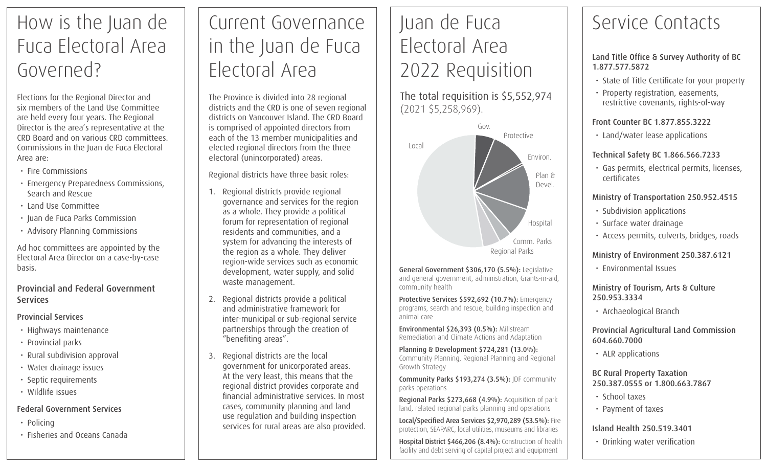# How is the Juan de Fuca Electoral Area Governed?

Elections for the Regional Director and six members of the Land Use Committee are held every four years. The Regional Director is the area's representative at the CRD Board and on various CRD committees. Commissions in the Juan de Fuca Electoral Area are:

- Fire Commissions
- Emergency Preparedness Commissions, Search and Rescue
- Land Use Committee
- Juan de Fuca Parks Commission
- Advisory Planning Commissions

Ad hoc committees are appointed by the Electoral Area Director on a case-by-case basis.

## Provincial and Federal Government Services

### Provincial Services

- Highways maintenance
- Provincial parks
- Rural subdivision approval
- Water drainage issues
- Septic requirements
- Wildlife issues

### Federal Government Services

- Policing
- Fisheries and Oceans Canada

# Current Governance in the Juan de Fuca Electoral Area

The Province is divided into 28 regional districts and the CRD is one of seven regional districts on Vancouver Island. The CRD Board is comprised of appointed directors from each of the 13 member municipalities and elected regional directors from the three electoral (unincorporated) areas.

Regional districts have three basic roles:

1. Regional districts provide regional governance and services for the region as a whole. They provide a political forum for representation of regional residents and communities, and a system for advancing the interests of the region as a whole. They deliver region-wide services such as economic development, water supply, and solid waste management.
2. Regional districts provide a political and administrative framework for inter-municipal or sub-regional service partnerships through the creation of "benefiting areas".
3. Regional districts are the local government for unicorporated areas. At the very least, this means that the regional district provides corporate and financial administrative services. In most cases, community planning and land use regulation and building inspection services for rural areas are also provided.

# Juan de Fuca Electoral Area 2022 Requisition

The total requisition is $5,552,974 (2021 $5,258,969).

Gov.
Protective
Environ.
Plan & Devel.
Hospital
Comm. Parks
Regional Parks
Local

**General Government $306,170 (5.5%):** Legislative and general government, administration, Grants-in-aid, community health

**Protective Services $592,692 (10.7%):** Emergency programs, search and rescue, building inspection and animal care

**Environmental $26,393 (0.5%):** Millstream Remediation and Climate Actions and Adaptation

**Planning & Development $724,281 (13.0%):** Community Planning, Regional Planning and Regional Growth Strategy

**Community Parks $193,274 (3.5%):** JDF community parks operations

**Regional Parks $273,668 (4.9%):** Acquisition of park land, related regional parks planning and operations

**Local/Specified Area Services $2,970,289 (53.5%):** Fire protection, SEAPARC, local utilities, museums and libraries

**Hospital District $466,206 (8.4%):** Construction of health facility and debt serving of capital project and equipment

# Service Contacts

**Land Title Office & Survey Authority of BC 1.877.577.5872**

- State of Title Certificate for your property
- Property registration, easements, restrictive covenants, rights-of-way

**Front Counter BC 1.877.855.3222**

- Land/water lease applications

**Technical Safety BC 1.866.566.7233**

- Gas permits, electrical permits, licenses, certificates

**Ministry of Transportation 250.952.4515**

- Subdivision applications
- Surface water drainage
- Access permits, culverts, bridges, roads

**Ministry of Environment 250.387.6121**

- Environmental Issues

**Ministry of Tourism, Arts & Culture 250.953.3334**

- Archaeological Branch

**Provincial Agricultural Land Commission 604.660.7000**

- ALR applications

**BC Rural Property Taxation 250.387.0555 or 1.800.663.7867**

- School taxes
- Payment of taxes

**Island Health 250.519.3401**

- Drinking water verification